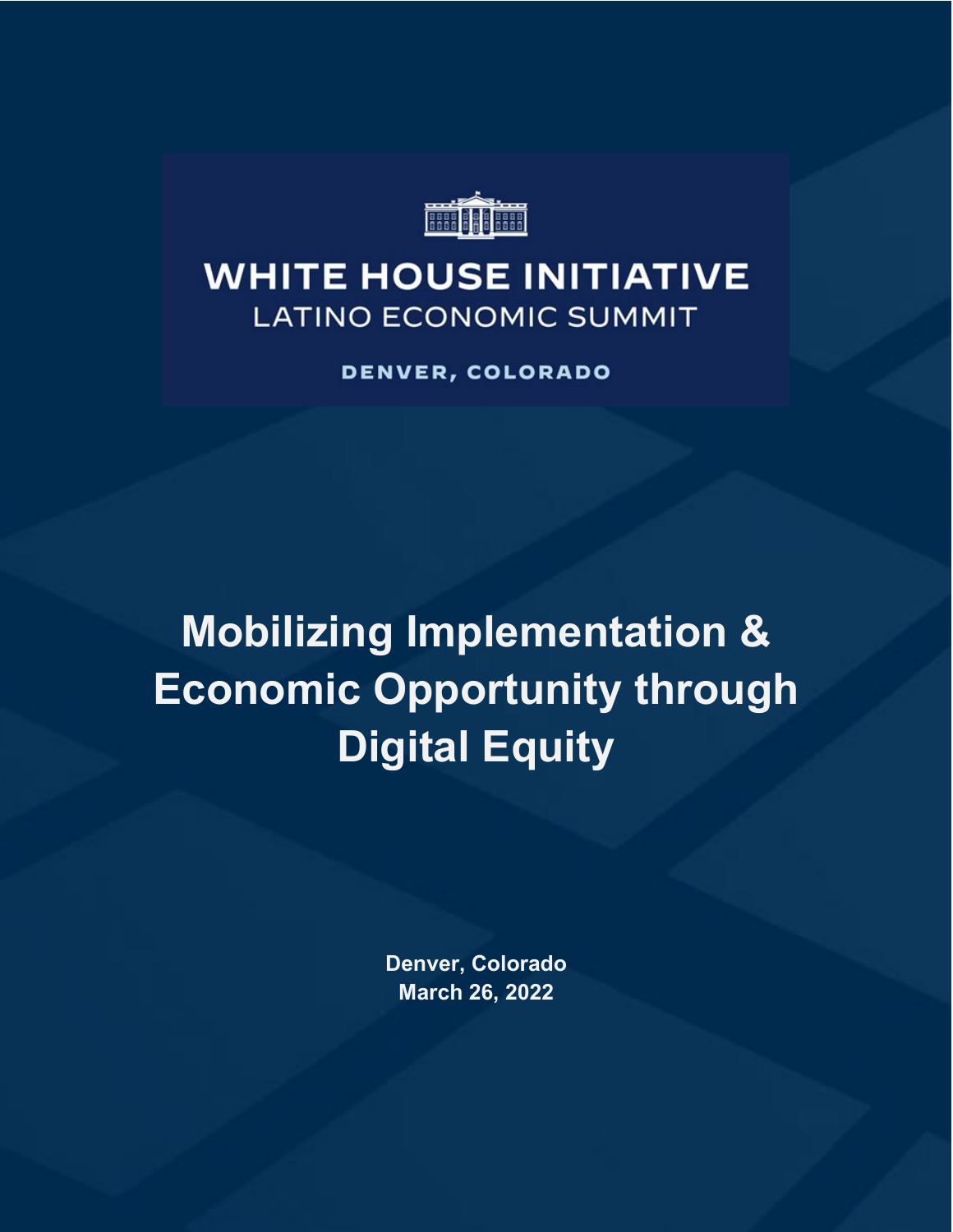WHITE HOUSE INITIATIVE

LATINO ECONOMIC SUMMIT

DENVER, COLORADO

# Mobilizing Implementation & Economic Opportunity through Digital Equity

**Denver, Colorado**
**March 26, 2022**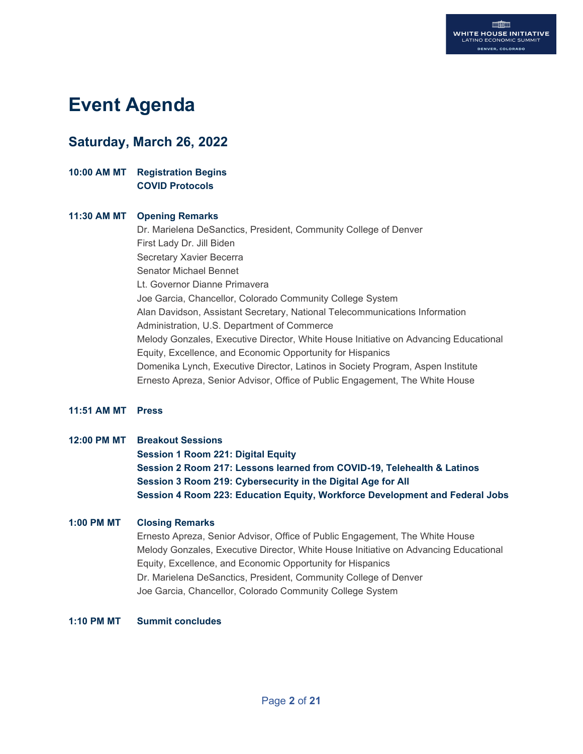# Event Agenda

## Saturday, March 26, 2022

**10:00 AM MT** **Registration Begins**
**COVID Protocols**

**11:30 AM MT** **Opening Remarks**
Dr. Marielena DeSanctics, President, Community College of Denver
First Lady Dr. Jill Biden
Secretary Xavier Becerra
Senator Michael Bennet
Lt. Governor Dianne Primavera
Joe Garcia, Chancellor, Colorado Community College System
Alan Davidson, Assistant Secretary, National Telecommunications Information Administration, U.S. Department of Commerce
Melody Gonzales, Executive Director, White House Initiative on Advancing Educational Equity, Excellence, and Economic Opportunity for Hispanics
Domenika Lynch, Executive Director, Latinos in Society Program, Aspen Institute
Ernesto Apreza, Senior Advisor, Office of Public Engagement, The White House

**11:51 AM MT** **Press**

**12:00 PM MT** **Breakout Sessions**
**Session 1 Room 221: Digital Equity**
**Session 2 Room 217: Lessons learned from COVID-19, Telehealth & Latinos**
**Session 3 Room 219: Cybersecurity in the Digital Age for All**
**Session 4 Room 223: Education Equity, Workforce Development and Federal Jobs**

**1:00 PM MT** **Closing Remarks**
Ernesto Apreza, Senior Advisor, Office of Public Engagement, The White House
Melody Gonzales, Executive Director, White House Initiative on Advancing Educational Equity, Excellence, and Economic Opportunity for Hispanics
Dr. Marielena DeSanctics, President, Community College of Denver
Joe Garcia, Chancellor, Colorado Community College System

**1:10 PM MT** **Summit concludes**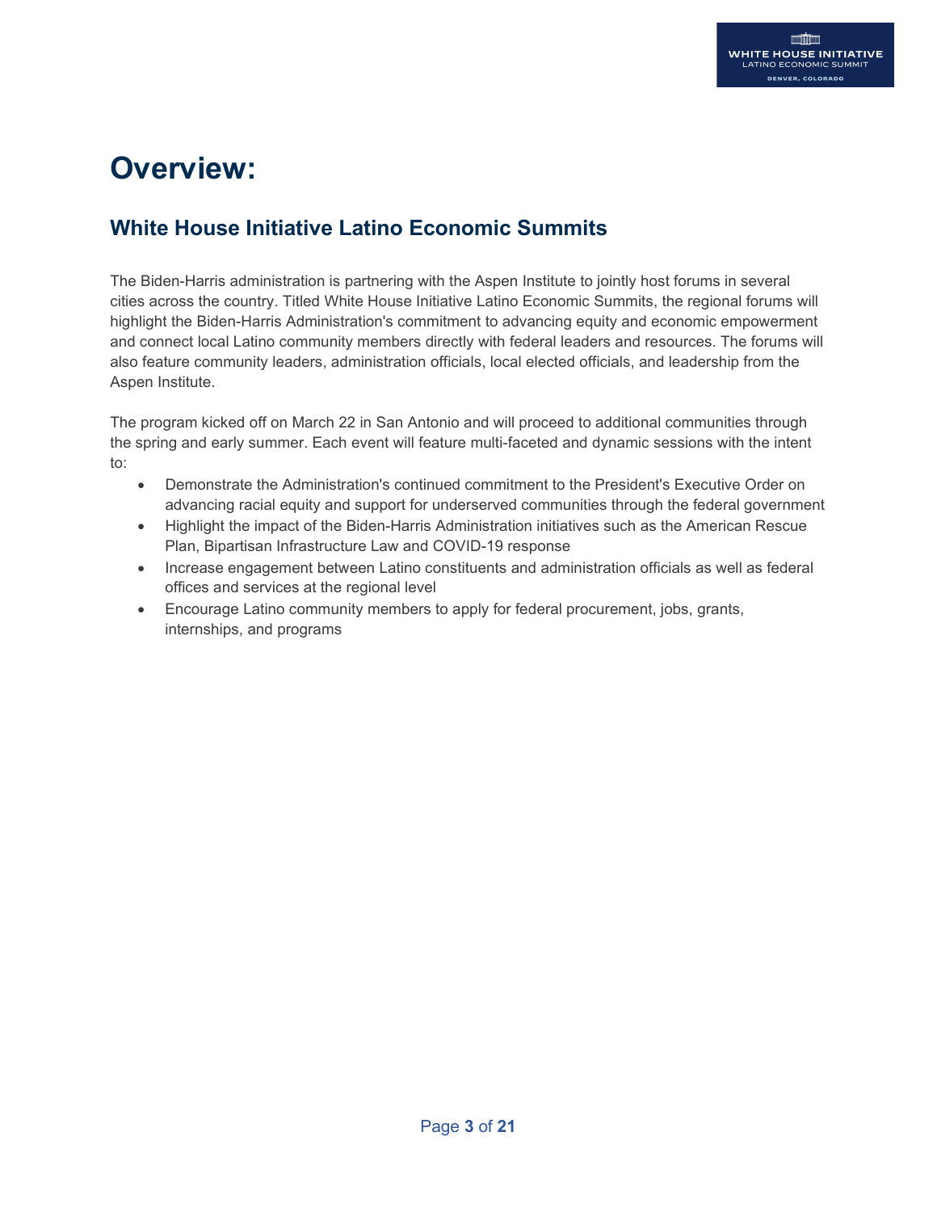# Overview:

## White House Initiative Latino Economic Summits

The Biden-Harris administration is partnering with the Aspen Institute to jointly host forums in several cities across the country. Titled White House Initiative Latino Economic Summits, the regional forums will highlight the Biden-Harris Administration's commitment to advancing equity and economic empowerment and connect local Latino community members directly with federal leaders and resources. The forums will also feature community leaders, administration officials, local elected officials, and leadership from the Aspen Institute.

The program kicked off on March 22 in San Antonio and will proceed to additional communities through the spring and early summer. Each event will feature multi-faceted and dynamic sessions with the intent to:

- Demonstrate the Administration's continued commitment to the President's Executive Order on advancing racial equity and support for underserved communities through the federal government
- Highlight the impact of the Biden-Harris Administration initiatives such as the American Rescue Plan, Bipartisan Infrastructure Law and COVID-19 response
- Increase engagement between Latino constituents and administration officials as well as federal offices and services at the regional level
- Encourage Latino community members to apply for federal procurement, jobs, grants, internships, and programs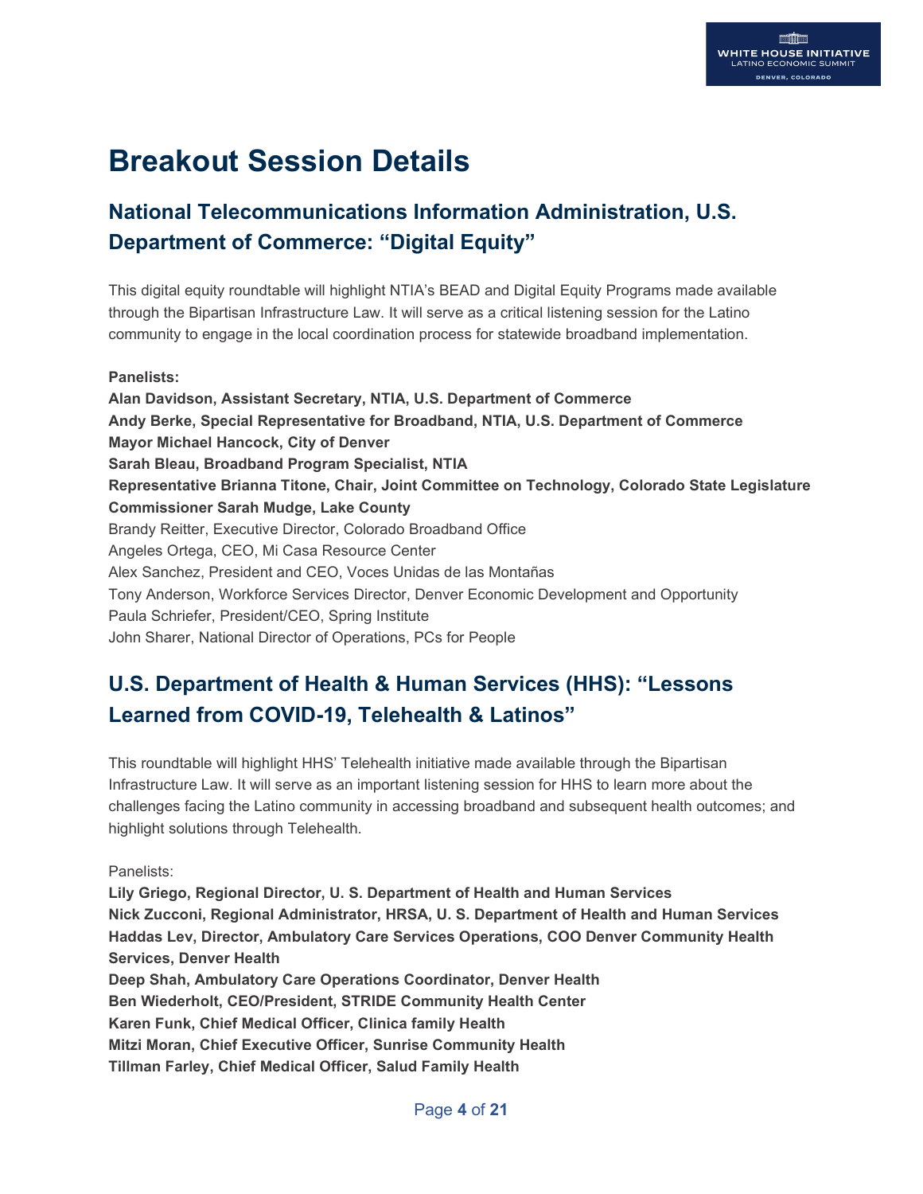# Breakout Session Details

## National Telecommunications Information Administration, U.S. Department of Commerce: "Digital Equity"

This digital equity roundtable will highlight NTIA's BEAD and Digital Equity Programs made available through the Bipartisan Infrastructure Law. It will serve as a critical listening session for the Latino community to engage in the local coordination process for statewide broadband implementation.

**Panelists:**
**Alan Davidson, Assistant Secretary, NTIA, U.S. Department of Commerce**
**Andy Berke, Special Representative for Broadband, NTIA, U.S. Department of Commerce**
**Mayor Michael Hancock, City of Denver**
**Sarah Bleau, Broadband Program Specialist, NTIA**
**Representative Brianna Titone, Chair, Joint Committee on Technology, Colorado State Legislature**
**Commissioner Sarah Mudge, Lake County**
Brandy Reitter, Executive Director, Colorado Broadband Office
Angeles Ortega, CEO, Mi Casa Resource Center
Alex Sanchez, President and CEO, Voces Unidas de las Montañas
Tony Anderson, Workforce Services Director, Denver Economic Development and Opportunity
Paula Schriefer, President/CEO, Spring Institute
John Sharer, National Director of Operations, PCs for People

## U.S. Department of Health & Human Services (HHS): "Lessons Learned from COVID-19, Telehealth & Latinos"

This roundtable will highlight HHS' Telehealth initiative made available through the Bipartisan Infrastructure Law. It will serve as an important listening session for HHS to learn more about the challenges facing the Latino community in accessing broadband and subsequent health outcomes; and highlight solutions through Telehealth.

Panelists:
**Lily Griego, Regional Director, U. S. Department of Health and Human Services**
**Nick Zucconi, Regional Administrator, HRSA, U. S. Department of Health and Human Services**
**Haddas Lev, Director, Ambulatory Care Services Operations, COO Denver Community Health Services, Denver Health**
**Deep Shah, Ambulatory Care Operations Coordinator, Denver Health**
**Ben Wiederholt, CEO/President, STRIDE Community Health Center**
**Karen Funk, Chief Medical Officer, Clinica family Health**
**Mitzi Moran, Chief Executive Officer, Sunrise Community Health**
**Tillman Farley, Chief Medical Officer, Salud Family Health**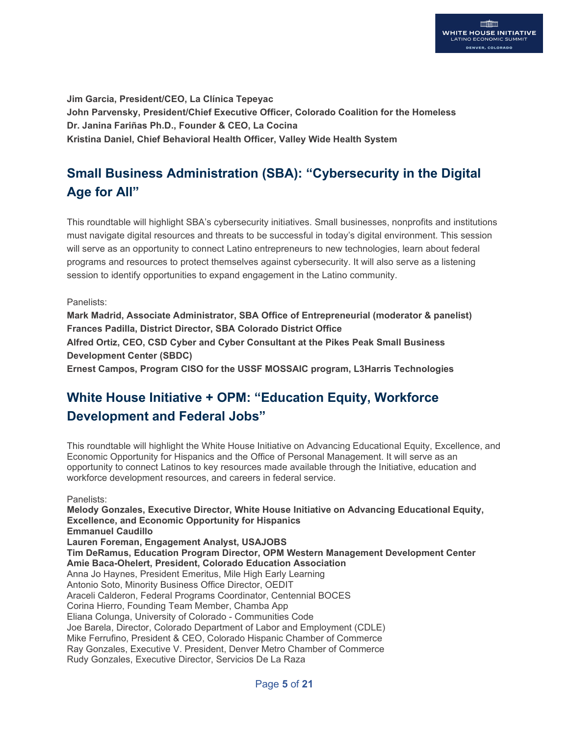**Jim Garcia, President/CEO, La Clínica Tepeyac**
**John Parvensky, President/Chief Executive Officer, Colorado Coalition for the Homeless**
**Dr. Janina Fariñas Ph.D., Founder & CEO, La Cocina**
**Kristina Daniel, Chief Behavioral Health Officer, Valley Wide Health System**

## Small Business Administration (SBA): "Cybersecurity in the Digital Age for All"

This roundtable will highlight SBA's cybersecurity initiatives. Small businesses, nonprofits and institutions must navigate digital resources and threats to be successful in today's digital environment. This session will serve as an opportunity to connect Latino entrepreneurs to new technologies, learn about federal programs and resources to protect themselves against cybersecurity. It will also serve as a listening session to identify opportunities to expand engagement in the Latino community.

Panelists:
**Mark Madrid, Associate Administrator, SBA Office of Entrepreneurial (moderator & panelist)**
**Frances Padilla, District Director, SBA Colorado District Office**
**Alfred Ortiz, CEO, CSD Cyber and Cyber Consultant at the Pikes Peak Small Business Development Center (SBDC)**
**Ernest Campos, Program CISO for the USSF MOSSAIC program, L3Harris Technologies**

## White House Initiative + OPM: "Education Equity, Workforce Development and Federal Jobs"

This roundtable will highlight the White House Initiative on Advancing Educational Equity, Excellence, and Economic Opportunity for Hispanics and the Office of Personal Management. It will serve as an opportunity to connect Latinos to key resources made available through the Initiative, education and workforce development resources, and careers in federal service.

Panelists:
**Melody Gonzales, Executive Director, White House Initiative on Advancing Educational Equity, Excellence, and Economic Opportunity for Hispanics**
**Emmanuel Caudillo**
**Lauren Foreman, Engagement Analyst, USAJOBS**
**Tim DeRamus, Education Program Director, OPM Western Management Development Center**
**Amie Baca-Ohelert, President, Colorado Education Association**
Anna Jo Haynes, President Emeritus, Mile High Early Learning
Antonio Soto, Minority Business Office Director, OEDIT
Araceli Calderon, Federal Programs Coordinator, Centennial BOCES
Corina Hierro, Founding Team Member, Chamba App
Eliana Colunga, University of Colorado - Communities Code
Joe Barela, Director, Colorado Department of Labor and Employment (CDLE)
Mike Ferrufino, President & CEO, Colorado Hispanic Chamber of Commerce
Ray Gonzales, Executive V. President, Denver Metro Chamber of Commerce
Rudy Gonzales, Executive Director, Servicios De La Raza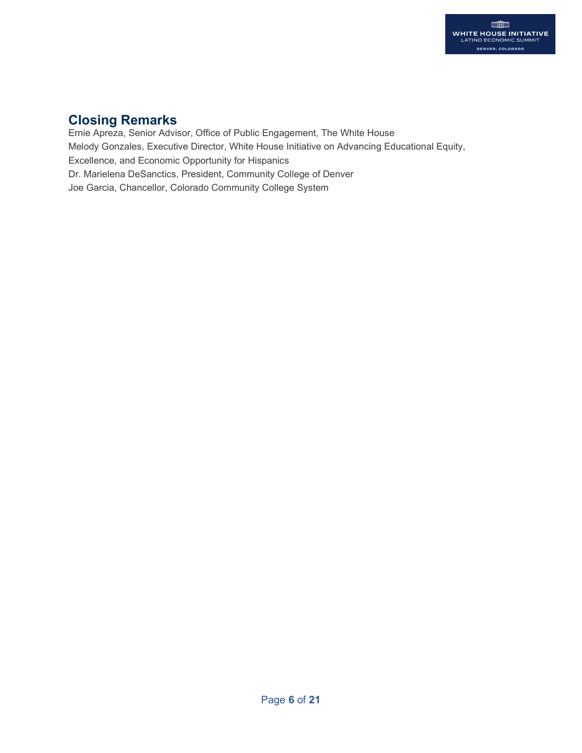## Closing Remarks

Ernie Apreza, Senior Advisor, Office of Public Engagement, The White House
Melody Gonzales, Executive Director, White House Initiative on Advancing Educational Equity, Excellence, and Economic Opportunity for Hispanics
Dr. Marielena DeSanctics, President, Community College of Denver
Joe Garcia, Chancellor, Colorado Community College System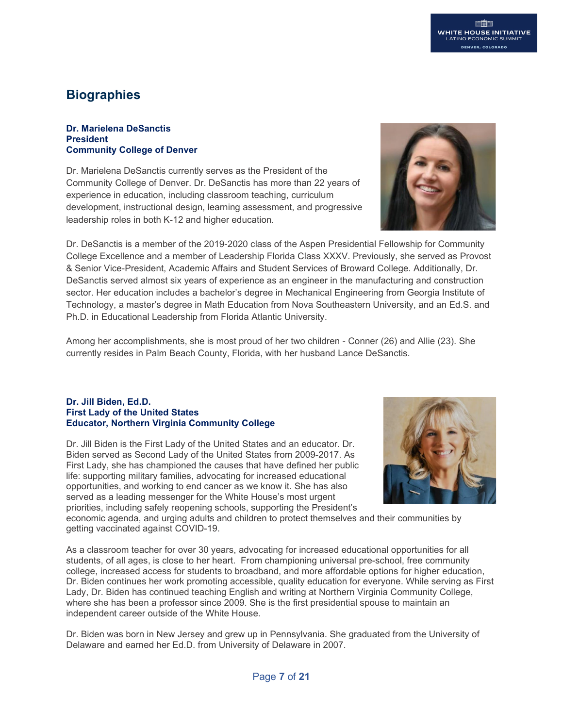## Biographies

**Dr. Marielena DeSanctis**
**President**
**Community College of Denver**

Dr. Marielena DeSanctis currently serves as the President of the Community College of Denver. Dr. DeSanctis has more than 22 years of experience in education, including classroom teaching, curriculum development, instructional design, learning assessment, and progressive leadership roles in both K-12 and higher education.

Dr. DeSanctis is a member of the 2019-2020 class of the Aspen Presidential Fellowship for Community College Excellence and a member of Leadership Florida Class XXXV. Previously, she served as Provost & Senior Vice-President, Academic Affairs and Student Services of Broward College. Additionally, Dr. DeSanctis served almost six years of experience as an engineer in the manufacturing and construction sector. Her education includes a bachelor's degree in Mechanical Engineering from Georgia Institute of Technology, a master's degree in Math Education from Nova Southeastern University, and an Ed.S. and Ph.D. in Educational Leadership from Florida Atlantic University.

Among her accomplishments, she is most proud of her two children - Conner (26) and Allie (23). She currently resides in Palm Beach County, Florida, with her husband Lance DeSanctis.

**Dr. Jill Biden, Ed.D.**
**First Lady of the United States**
**Educator, Northern Virginia Community College**

Dr. Jill Biden is the First Lady of the United States and an educator. Dr. Biden served as Second Lady of the United States from 2009-2017. As First Lady, she has championed the causes that have defined her public life: supporting military families, advocating for increased educational opportunities, and working to end cancer as we know it. She has also served as a leading messenger for the White House's most urgent priorities, including safely reopening schools, supporting the President's economic agenda, and urging adults and children to protect themselves and their communities by getting vaccinated against COVID-19.

As a classroom teacher for over 30 years, advocating for increased educational opportunities for all students, of all ages, is close to her heart. From championing universal pre-school, free community college, increased access for students to broadband, and more affordable options for higher education, Dr. Biden continues her work promoting accessible, quality education for everyone. While serving as First Lady, Dr. Biden has continued teaching English and writing at Northern Virginia Community College, where she has been a professor since 2009. She is the first presidential spouse to maintain an independent career outside of the White House.

Dr. Biden was born in New Jersey and grew up in Pennsylvania. She graduated from the University of Delaware and earned her Ed.D. from University of Delaware in 2007.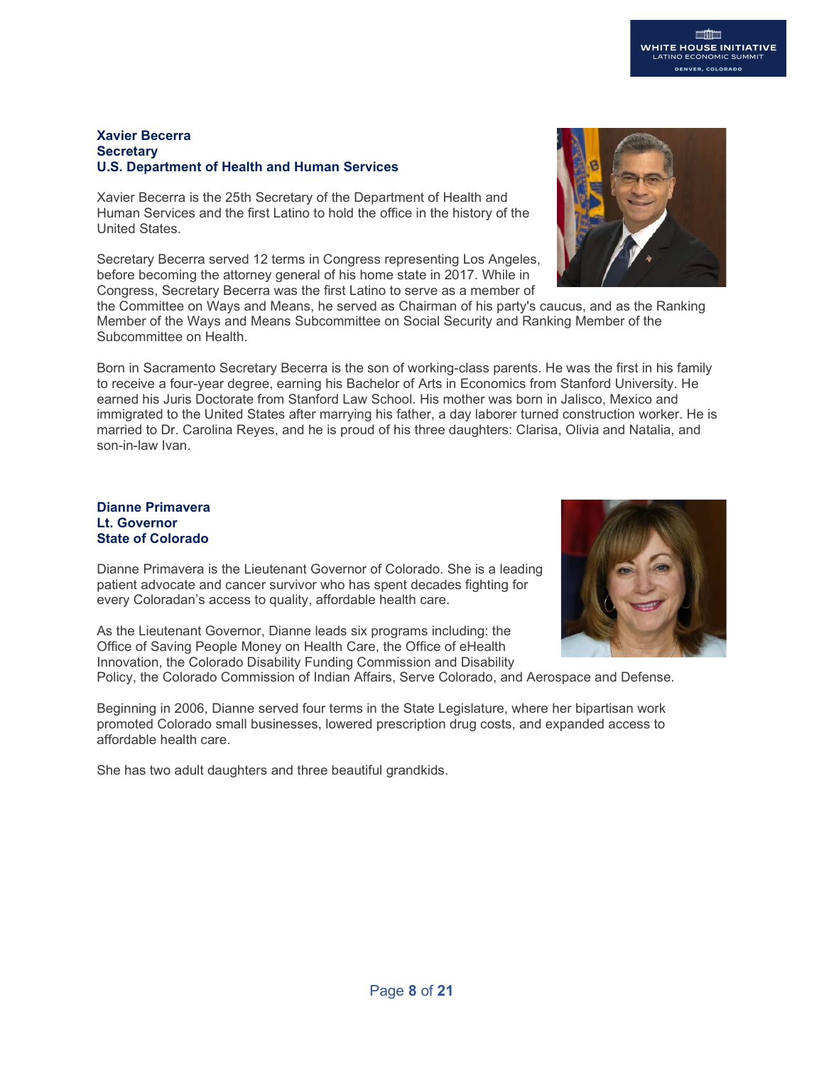**Xavier Becerra**
**Secretary**
**U.S. Department of Health and Human Services**

Xavier Becerra is the 25th Secretary of the Department of Health and Human Services and the first Latino to hold the office in the history of the United States.

Secretary Becerra served 12 terms in Congress representing Los Angeles, before becoming the attorney general of his home state in 2017. While in Congress, Secretary Becerra was the first Latino to serve as a member of the Committee on Ways and Means, he served as Chairman of his party's caucus, and as the Ranking Member of the Ways and Means Subcommittee on Social Security and Ranking Member of the Subcommittee on Health.

Born in Sacramento Secretary Becerra is the son of working-class parents. He was the first in his family to receive a four-year degree, earning his Bachelor of Arts in Economics from Stanford University. He earned his Juris Doctorate from Stanford Law School. His mother was born in Jalisco, Mexico and immigrated to the United States after marrying his father, a day laborer turned construction worker. He is married to Dr. Carolina Reyes, and he is proud of his three daughters: Clarisa, Olivia and Natalia, and son-in-law Ivan.

**Dianne Primavera**
**Lt. Governor**
**State of Colorado**

Dianne Primavera is the Lieutenant Governor of Colorado. She is a leading patient advocate and cancer survivor who has spent decades fighting for every Coloradan's access to quality, affordable health care.

As the Lieutenant Governor, Dianne leads six programs including: the Office of Saving People Money on Health Care, the Office of eHealth Innovation, the Colorado Disability Funding Commission and Disability Policy, the Colorado Commission of Indian Affairs, Serve Colorado, and Aerospace and Defense.

Beginning in 2006, Dianne served four terms in the State Legislature, where her bipartisan work promoted Colorado small businesses, lowered prescription drug costs, and expanded access to affordable health care.

She has two adult daughters and three beautiful grandkids.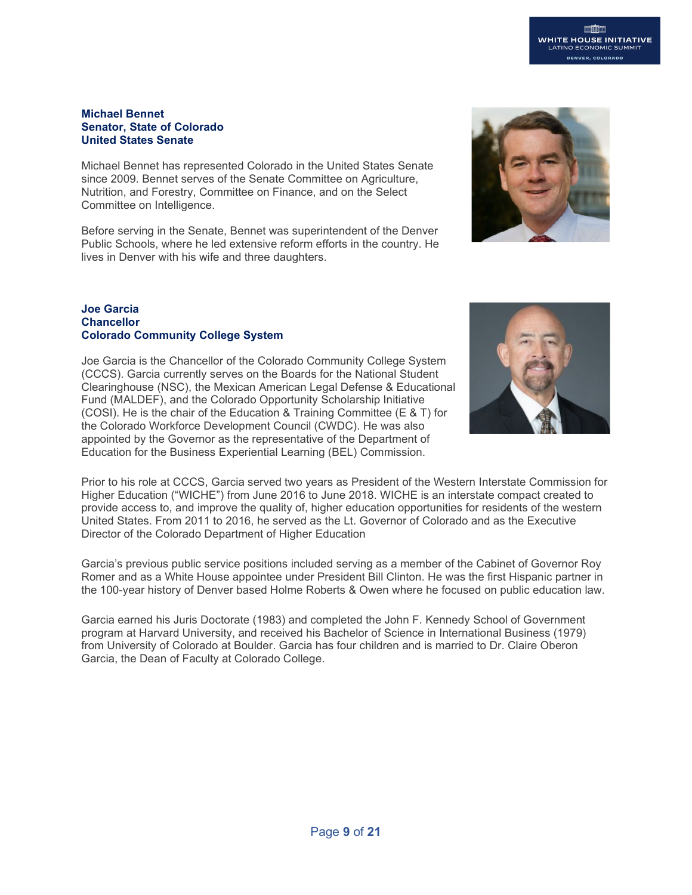**Michael Bennet**
**Senator, State of Colorado**
**United States Senate**

Michael Bennet has represented Colorado in the United States Senate since 2009. Bennet serves of the Senate Committee on Agriculture, Nutrition, and Forestry, Committee on Finance, and on the Select Committee on Intelligence.

Before serving in the Senate, Bennet was superintendent of the Denver Public Schools, where he led extensive reform efforts in the country. He lives in Denver with his wife and three daughters.

**Joe Garcia**
**Chancellor**
**Colorado Community College System**

Joe Garcia is the Chancellor of the Colorado Community College System (CCCS). Garcia currently serves on the Boards for the National Student Clearinghouse (NSC), the Mexican American Legal Defense & Educational Fund (MALDEF), and the Colorado Opportunity Scholarship Initiative (COSI). He is the chair of the Education & Training Committee (E & T) for the Colorado Workforce Development Council (CWDC). He was also appointed by the Governor as the representative of the Department of Education for the Business Experiential Learning (BEL) Commission.

Prior to his role at CCCS, Garcia served two years as President of the Western Interstate Commission for Higher Education ("WICHE") from June 2016 to June 2018. WICHE is an interstate compact created to provide access to, and improve the quality of, higher education opportunities for residents of the western United States. From 2011 to 2016, he served as the Lt. Governor of Colorado and as the Executive Director of the Colorado Department of Higher Education

Garcia's previous public service positions included serving as a member of the Cabinet of Governor Roy Romer and as a White House appointee under President Bill Clinton. He was the first Hispanic partner in the 100-year history of Denver based Holme Roberts & Owen where he focused on public education law.

Garcia earned his Juris Doctorate (1983) and completed the John F. Kennedy School of Government program at Harvard University, and received his Bachelor of Science in International Business (1979) from University of Colorado at Boulder. Garcia has four children and is married to Dr. Claire Oberon Garcia, the Dean of Faculty at Colorado College.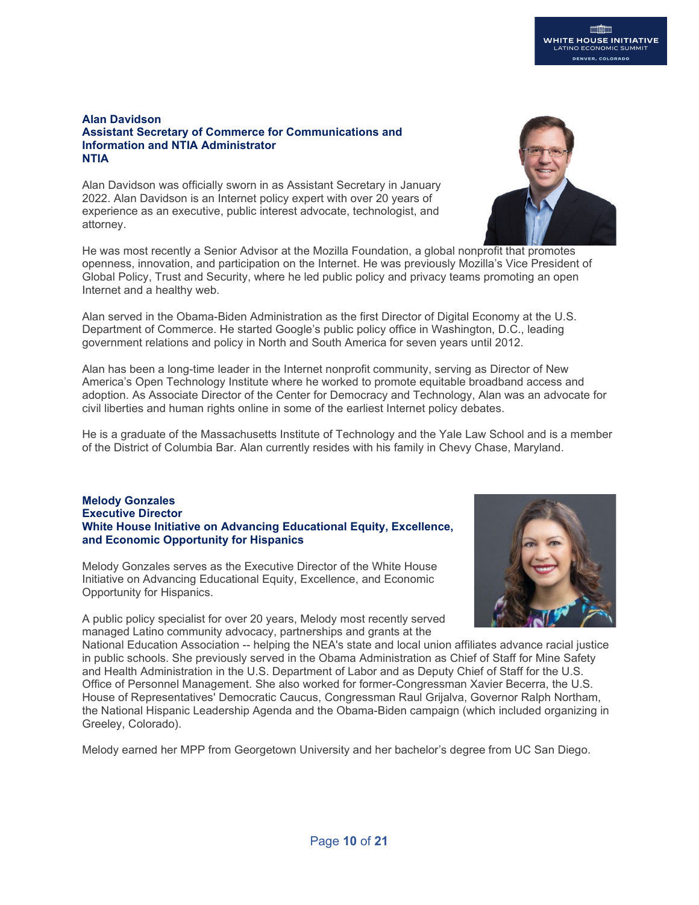**Alan Davidson**
**Assistant Secretary of Commerce for Communications and Information and NTIA Administrator**
**NTIA**

Alan Davidson was officially sworn in as Assistant Secretary in January 2022. Alan Davidson is an Internet policy expert with over 20 years of experience as an executive, public interest advocate, technologist, and attorney.

He was most recently a Senior Advisor at the Mozilla Foundation, a global nonprofit that promotes openness, innovation, and participation on the Internet. He was previously Mozilla's Vice President of Global Policy, Trust and Security, where he led public policy and privacy teams promoting an open Internet and a healthy web.

Alan served in the Obama-Biden Administration as the first Director of Digital Economy at the U.S. Department of Commerce. He started Google's public policy office in Washington, D.C., leading government relations and policy in North and South America for seven years until 2012.

Alan has been a long-time leader in the Internet nonprofit community, serving as Director of New America's Open Technology Institute where he worked to promote equitable broadband access and adoption. As Associate Director of the Center for Democracy and Technology, Alan was an advocate for civil liberties and human rights online in some of the earliest Internet policy debates.

He is a graduate of the Massachusetts Institute of Technology and the Yale Law School and is a member of the District of Columbia Bar. Alan currently resides with his family in Chevy Chase, Maryland.

**Melody Gonzales**
**Executive Director**
**White House Initiative on Advancing Educational Equity, Excellence, and Economic Opportunity for Hispanics**

Melody Gonzales serves as the Executive Director of the White House Initiative on Advancing Educational Equity, Excellence, and Economic Opportunity for Hispanics.

A public policy specialist for over 20 years, Melody most recently served managed Latino community advocacy, partnerships and grants at the National Education Association -- helping the NEA's state and local union affiliates advance racial justice in public schools. She previously served in the Obama Administration as Chief of Staff for Mine Safety and Health Administration in the U.S. Department of Labor and as Deputy Chief of Staff for the U.S. Office of Personnel Management. She also worked for former-Congressman Xavier Becerra, the U.S. House of Representatives' Democratic Caucus, Congressman Raul Grijalva, Governor Ralph Northam, the National Hispanic Leadership Agenda and the Obama-Biden campaign (which included organizing in Greeley, Colorado).

Melody earned her MPP from Georgetown University and her bachelor's degree from UC San Diego.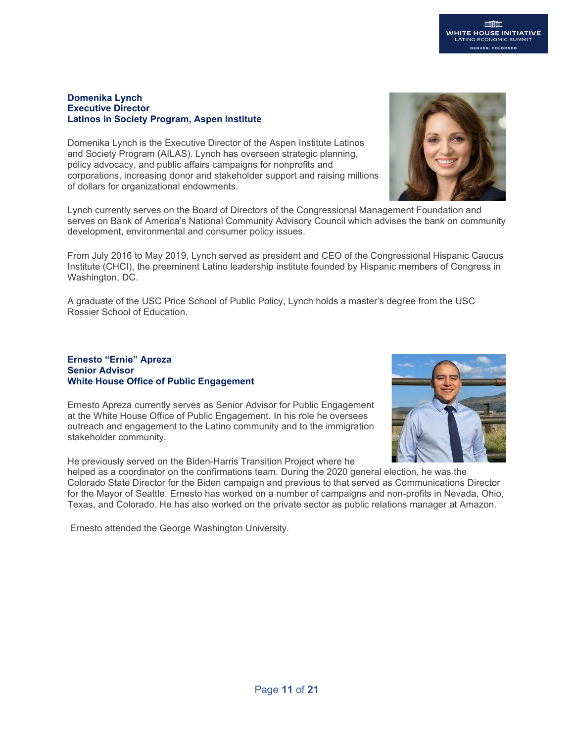**Domenika Lynch**
**Executive Director**
**Latinos in Society Program, Aspen Institute**

Domenika Lynch is the Executive Director of the Aspen Institute Latinos and Society Program (AILAS). Lynch has overseen strategic planning, policy advocacy, and public affairs campaigns for nonprofits and corporations, increasing donor and stakeholder support and raising millions of dollars for organizational endowments.

Lynch currently serves on the Board of Directors of the Congressional Management Foundation and serves on Bank of America's National Community Advisory Council which advises the bank on community development, environmental and consumer policy issues.

From July 2016 to May 2019, Lynch served as president and CEO of the Congressional Hispanic Caucus Institute (CHCI), the preeminent Latino leadership institute founded by Hispanic members of Congress in Washington, DC.

A graduate of the USC Price School of Public Policy, Lynch holds a master's degree from the USC Rossier School of Education.

**Ernesto "Ernie" Apreza**
**Senior Advisor**
**White House Office of Public Engagement**

Ernesto Apreza currently serves as Senior Advisor for Public Engagement at the White House Office of Public Engagement. In his role he oversees outreach and engagement to the Latino community and to the immigration stakeholder community.

He previously served on the Biden-Harris Transition Project where he helped as a coordinator on the confirmations team. During the 2020 general election, he was the Colorado State Director for the Biden campaign and previous to that served as Communications Director for the Mayor of Seattle. Ernesto has worked on a number of campaigns and non-profits in Nevada, Ohio, Texas, and Colorado. He has also worked on the private sector as public relations manager at Amazon.

Ernesto attended the George Washington University.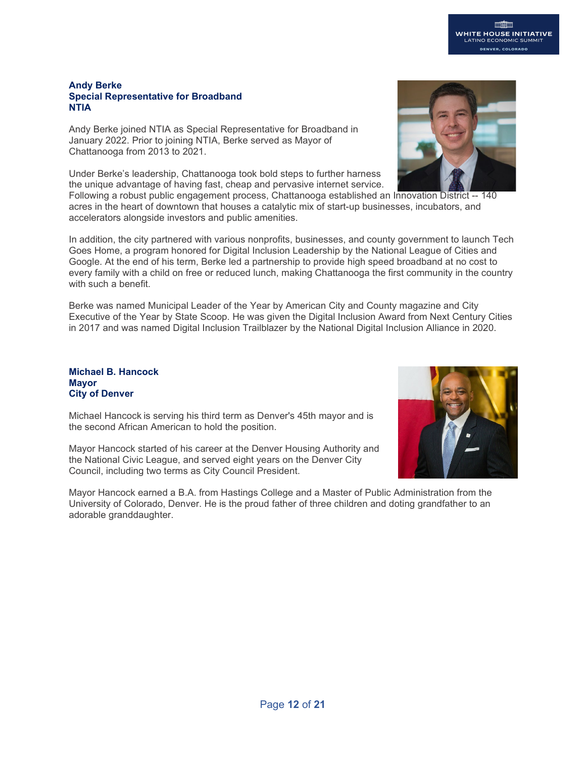**Andy Berke**
**Special Representative for Broadband**
**NTIA**

Andy Berke joined NTIA as Special Representative for Broadband in January 2022. Prior to joining NTIA, Berke served as Mayor of Chattanooga from 2013 to 2021.

Under Berke's leadership, Chattanooga took bold steps to further harness the unique advantage of having fast, cheap and pervasive internet service. Following a robust public engagement process, Chattanooga established an Innovation District -- 140 acres in the heart of downtown that houses a catalytic mix of start-up businesses, incubators, and accelerators alongside investors and public amenities.

In addition, the city partnered with various nonprofits, businesses, and county government to launch Tech Goes Home, a program honored for Digital Inclusion Leadership by the National League of Cities and Google. At the end of his term, Berke led a partnership to provide high speed broadband at no cost to every family with a child on free or reduced lunch, making Chattanooga the first community in the country with such a benefit.

Berke was named Municipal Leader of the Year by American City and County magazine and City Executive of the Year by State Scoop. He was given the Digital Inclusion Award from Next Century Cities in 2017 and was named Digital Inclusion Trailblazer by the National Digital Inclusion Alliance in 2020.

**Michael B. Hancock**
**Mayor**
**City of Denver**

Michael Hancock is serving his third term as Denver's 45th mayor and is the second African American to hold the position.

Mayor Hancock started of his career at the Denver Housing Authority and the National Civic League, and served eight years on the Denver City Council, including two terms as City Council President.

Mayor Hancock earned a B.A. from Hastings College and a Master of Public Administration from the University of Colorado, Denver. He is the proud father of three children and doting grandfather to an adorable granddaughter.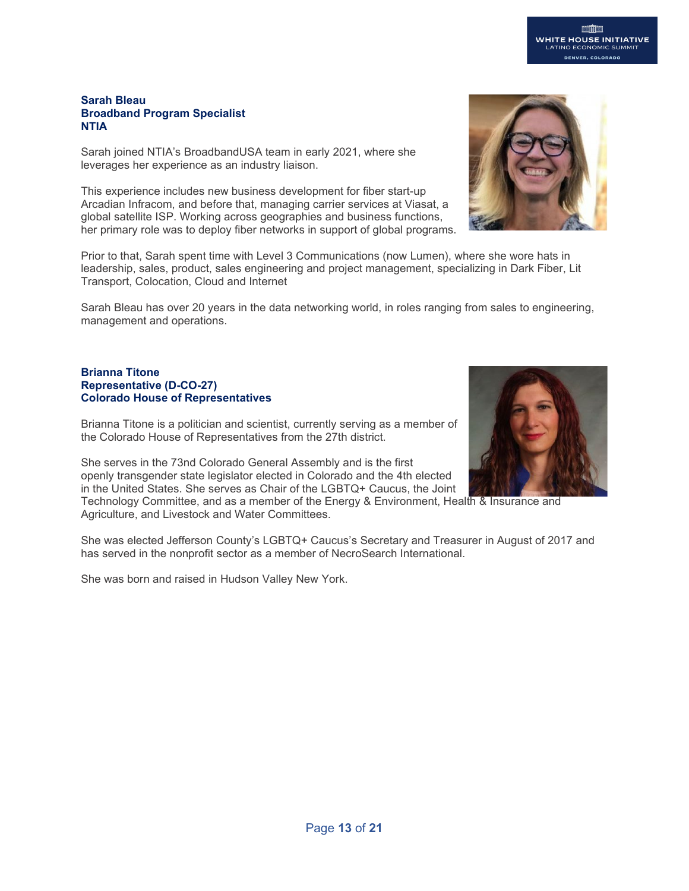### Sarah Bleau
### Broadband Program Specialist
### NTIA

Sarah joined NTIA's BroadbandUSA team in early 2021, where she leverages her experience as an industry liaison.

This experience includes new business development for fiber start-up Arcadian Infracom, and before that, managing carrier services at Viasat, a global satellite ISP. Working across geographies and business functions, her primary role was to deploy fiber networks in support of global programs.

Prior to that, Sarah spent time with Level 3 Communications (now Lumen), where she wore hats in leadership, sales, product, sales engineering and project management, specializing in Dark Fiber, Lit Transport, Colocation, Cloud and Internet

Sarah Bleau has over 20 years in the data networking world, in roles ranging from sales to engineering, management and operations.

### Brianna Titone
### Representative (D-CO-27)
### Colorado House of Representatives

Brianna Titone is a politician and scientist, currently serving as a member of the Colorado House of Representatives from the 27th district.

She serves in the 73nd Colorado General Assembly and is the first openly transgender state legislator elected in Colorado and the 4th elected in the United States. She serves as Chair of the LGBTQ+ Caucus, the Joint Technology Committee, and as a member of the Energy & Environment, Health & Insurance and Agriculture, and Livestock and Water Committees.

She was elected Jefferson County's LGBTQ+ Caucus's Secretary and Treasurer in August of 2017 and has served in the nonprofit sector as a member of NecroSearch International.

She was born and raised in Hudson Valley New York.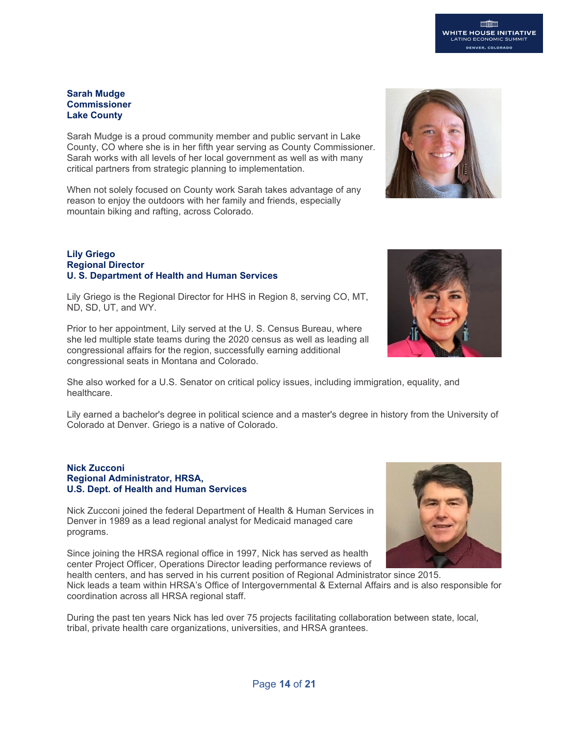**Sarah Mudge**
**Commissioner**
**Lake County**

Sarah Mudge is a proud community member and public servant in Lake County, CO where she is in her fifth year serving as County Commissioner. Sarah works with all levels of her local government as well as with many critical partners from strategic planning to implementation.

When not solely focused on County work Sarah takes advantage of any reason to enjoy the outdoors with her family and friends, especially mountain biking and rafting, across Colorado.

**Lily Griego**
**Regional Director**
**U. S. Department of Health and Human Services**

Lily Griego is the Regional Director for HHS in Region 8, serving CO, MT, ND, SD, UT, and WY.

Prior to her appointment, Lily served at the U. S. Census Bureau, where she led multiple state teams during the 2020 census as well as leading all congressional affairs for the region, successfully earning additional congressional seats in Montana and Colorado.

She also worked for a U.S. Senator on critical policy issues, including immigration, equality, and healthcare.

Lily earned a bachelor's degree in political science and a master's degree in history from the University of Colorado at Denver. Griego is a native of Colorado.

**Nick Zucconi**
**Regional Administrator, HRSA,**
**U.S. Dept. of Health and Human Services**

Nick Zucconi joined the federal Department of Health & Human Services in Denver in 1989 as a lead regional analyst for Medicaid managed care programs.

Since joining the HRSA regional office in 1997, Nick has served as health center Project Officer, Operations Director leading performance reviews of health centers, and has served in his current position of Regional Administrator since 2015. Nick leads a team within HRSA's Office of Intergovernmental & External Affairs and is also responsible for coordination across all HRSA regional staff.

During the past ten years Nick has led over 75 projects facilitating collaboration between state, local, tribal, private health care organizations, universities, and HRSA grantees.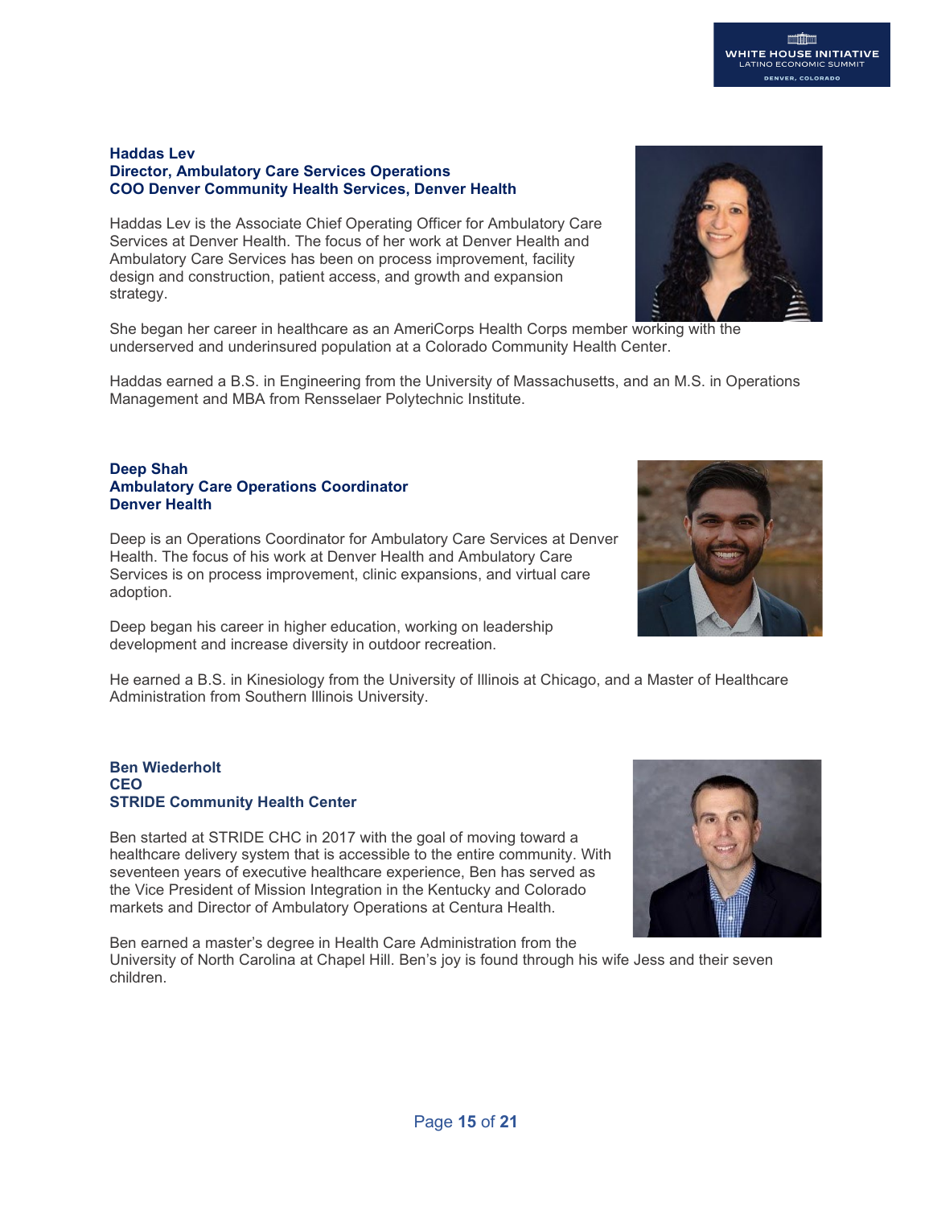**Haddas Lev**
**Director, Ambulatory Care Services Operations**
**COO Denver Community Health Services, Denver Health**

Haddas Lev is the Associate Chief Operating Officer for Ambulatory Care Services at Denver Health. The focus of her work at Denver Health and Ambulatory Care Services has been on process improvement, facility design and construction, patient access, and growth and expansion strategy.

She began her career in healthcare as an AmeriCorps Health Corps member working with the underserved and underinsured population at a Colorado Community Health Center.

Haddas earned a B.S. in Engineering from the University of Massachusetts, and an M.S. in Operations Management and MBA from Rensselaer Polytechnic Institute.

**Deep Shah**
**Ambulatory Care Operations Coordinator**
**Denver Health**

Deep is an Operations Coordinator for Ambulatory Care Services at Denver Health. The focus of his work at Denver Health and Ambulatory Care Services is on process improvement, clinic expansions, and virtual care adoption.

Deep began his career in higher education, working on leadership development and increase diversity in outdoor recreation.

He earned a B.S. in Kinesiology from the University of Illinois at Chicago, and a Master of Healthcare Administration from Southern Illinois University.

**Ben Wiederholt**
**CEO**
**STRIDE Community Health Center**

Ben started at STRIDE CHC in 2017 with the goal of moving toward a healthcare delivery system that is accessible to the entire community. With seventeen years of executive healthcare experience, Ben has served as the Vice President of Mission Integration in the Kentucky and Colorado markets and Director of Ambulatory Operations at Centura Health.

Ben earned a master's degree in Health Care Administration from the University of North Carolina at Chapel Hill. Ben's joy is found through his wife Jess and their seven children.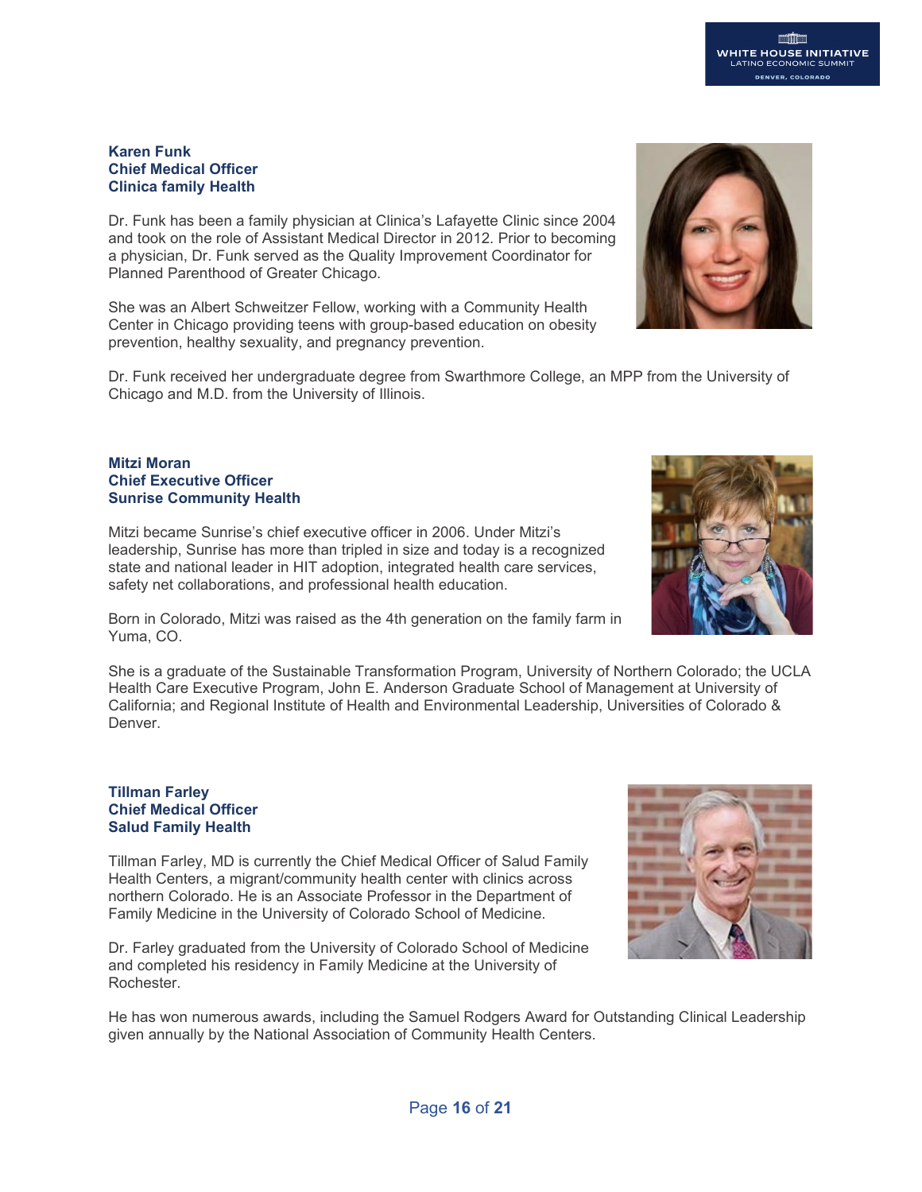**Karen Funk**
**Chief Medical Officer**
**Clinica family Health**

Dr. Funk has been a family physician at Clinica's Lafayette Clinic since 2004 and took on the role of Assistant Medical Director in 2012. Prior to becoming a physician, Dr. Funk served as the Quality Improvement Coordinator for Planned Parenthood of Greater Chicago.

She was an Albert Schweitzer Fellow, working with a Community Health Center in Chicago providing teens with group-based education on obesity prevention, healthy sexuality, and pregnancy prevention.

Dr. Funk received her undergraduate degree from Swarthmore College, an MPP from the University of Chicago and M.D. from the University of Illinois.

**Mitzi Moran**
**Chief Executive Officer**
**Sunrise Community Health**

Mitzi became Sunrise's chief executive officer in 2006. Under Mitzi's leadership, Sunrise has more than tripled in size and today is a recognized state and national leader in HIT adoption, integrated health care services, safety net collaborations, and professional health education.

Born in Colorado, Mitzi was raised as the 4th generation on the family farm in Yuma, CO.

She is a graduate of the Sustainable Transformation Program, University of Northern Colorado; the UCLA Health Care Executive Program, John E. Anderson Graduate School of Management at University of California; and Regional Institute of Health and Environmental Leadership, Universities of Colorado & Denver.

**Tillman Farley**
**Chief Medical Officer**
**Salud Family Health**

Tillman Farley, MD is currently the Chief Medical Officer of Salud Family Health Centers, a migrant/community health center with clinics across northern Colorado. He is an Associate Professor in the Department of Family Medicine in the University of Colorado School of Medicine.

Dr. Farley graduated from the University of Colorado School of Medicine and completed his residency in Family Medicine at the University of Rochester.

He has won numerous awards, including the Samuel Rodgers Award for Outstanding Clinical Leadership given annually by the National Association of Community Health Centers.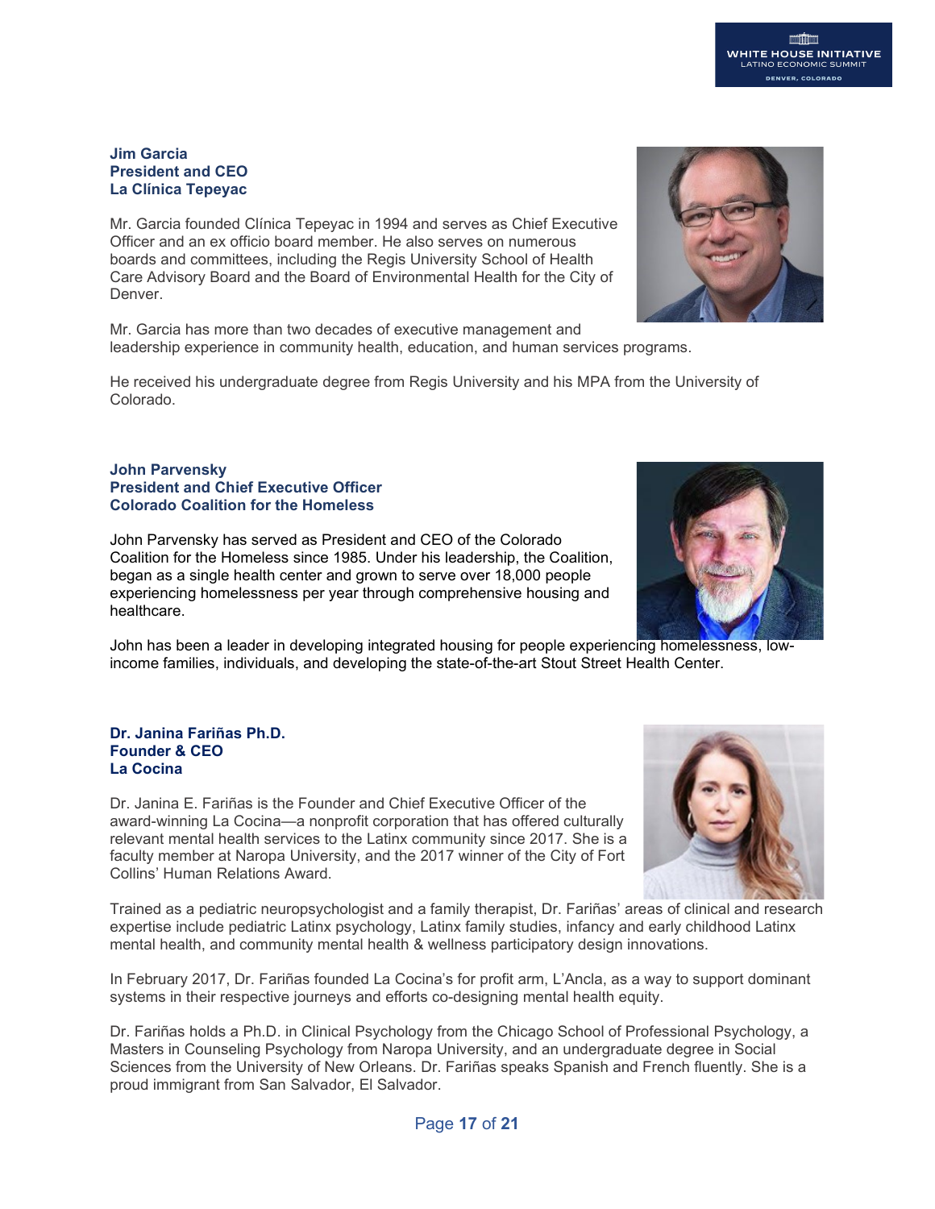**Jim Garcia**
**President and CEO**
**La Clínica Tepeyac**

Mr. Garcia founded Clínica Tepeyac in 1994 and serves as Chief Executive Officer and an ex officio board member. He also serves on numerous boards and committees, including the Regis University School of Health Care Advisory Board and the Board of Environmental Health for the City of Denver.

Mr. Garcia has more than two decades of executive management and leadership experience in community health, education, and human services programs.

He received his undergraduate degree from Regis University and his MPA from the University of Colorado.

**John Parvensky**
**President and Chief Executive Officer**
**Colorado Coalition for the Homeless**

John Parvensky has served as President and CEO of the Colorado Coalition for the Homeless since 1985. Under his leadership, the Coalition, began as a single health center and grown to serve over 18,000 people experiencing homelessness per year through comprehensive housing and healthcare.

John has been a leader in developing integrated housing for people experiencing homelessness, low-income families, individuals, and developing the state-of-the-art Stout Street Health Center.

**Dr. Janina Fariñas Ph.D.**
**Founder & CEO**
**La Cocina**

Dr. Janina E. Fariñas is the Founder and Chief Executive Officer of the award-winning La Cocina—a nonprofit corporation that has offered culturally relevant mental health services to the Latinx community since 2017. She is a faculty member at Naropa University, and the 2017 winner of the City of Fort Collins' Human Relations Award.

Trained as a pediatric neuropsychologist and a family therapist, Dr. Fariñas' areas of clinical and research expertise include pediatric Latinx psychology, Latinx family studies, infancy and early childhood Latinx mental health, and community mental health & wellness participatory design innovations.

In February 2017, Dr. Fariñas founded La Cocina's for profit arm, L'Ancla, as a way to support dominant systems in their respective journeys and efforts co-designing mental health equity.

Dr. Fariñas holds a Ph.D. in Clinical Psychology from the Chicago School of Professional Psychology, a Masters in Counseling Psychology from Naropa University, and an undergraduate degree in Social Sciences from the University of New Orleans. Dr. Fariñas speaks Spanish and French fluently. She is a proud immigrant from San Salvador, El Salvador.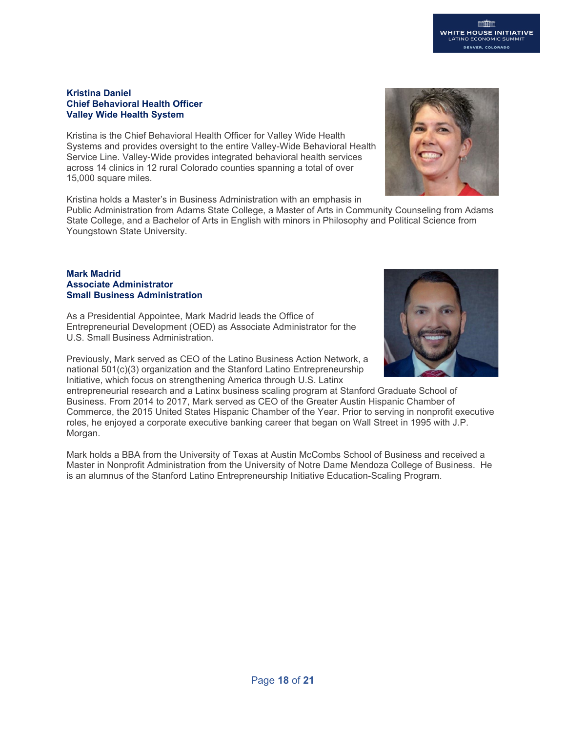**Kristina Daniel**
**Chief Behavioral Health Officer**
**Valley Wide Health System**

Kristina is the Chief Behavioral Health Officer for Valley Wide Health Systems and provides oversight to the entire Valley-Wide Behavioral Health Service Line. Valley-Wide provides integrated behavioral health services across 14 clinics in 12 rural Colorado counties spanning a total of over 15,000 square miles.

Kristina holds a Master's in Business Administration with an emphasis in Public Administration from Adams State College, a Master of Arts in Community Counseling from Adams State College, and a Bachelor of Arts in English with minors in Philosophy and Political Science from Youngstown State University.

**Mark Madrid**
**Associate Administrator**
**Small Business Administration**

As a Presidential Appointee, Mark Madrid leads the Office of Entrepreneurial Development (OED) as Associate Administrator for the U.S. Small Business Administration.

Previously, Mark served as CEO of the Latino Business Action Network, a national 501(c)(3) organization and the Stanford Latino Entrepreneurship Initiative, which focus on strengthening America through U.S. Latinx entrepreneurial research and a Latinx business scaling program at Stanford Graduate School of Business. From 2014 to 2017, Mark served as CEO of the Greater Austin Hispanic Chamber of Commerce, the 2015 United States Hispanic Chamber of the Year. Prior to serving in nonprofit executive roles, he enjoyed a corporate executive banking career that began on Wall Street in 1995 with J.P. Morgan.

Mark holds a BBA from the University of Texas at Austin McCombs School of Business and received a Master in Nonprofit Administration from the University of Notre Dame Mendoza College of Business. He is an alumnus of the Stanford Latino Entrepreneurship Initiative Education-Scaling Program.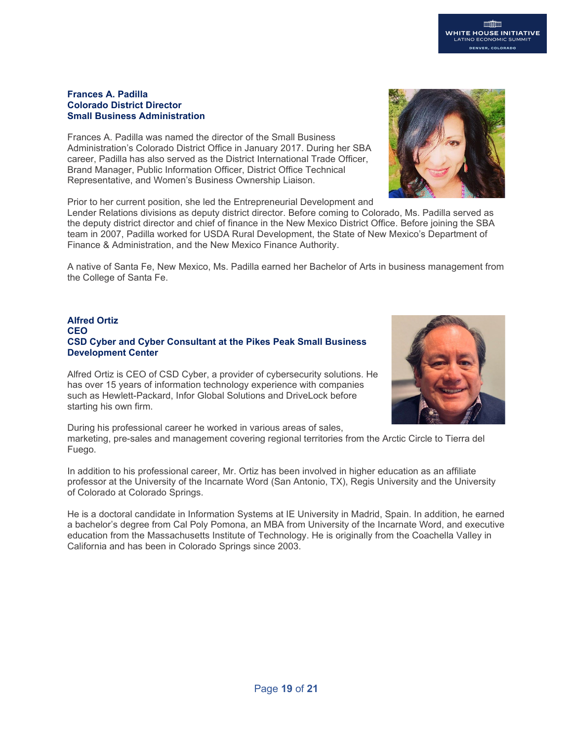**Frances A. Padilla**
**Colorado District Director**
**Small Business Administration**

Frances A. Padilla was named the director of the Small Business Administration's Colorado District Office in January 2017. During her SBA career, Padilla has also served as the District International Trade Officer, Brand Manager, Public Information Officer, District Office Technical Representative, and Women's Business Ownership Liaison.

Prior to her current position, she led the Entrepreneurial Development and Lender Relations divisions as deputy district director. Before coming to Colorado, Ms. Padilla served as the deputy district director and chief of finance in the New Mexico District Office. Before joining the SBA team in 2007, Padilla worked for USDA Rural Development, the State of New Mexico's Department of Finance & Administration, and the New Mexico Finance Authority.

A native of Santa Fe, New Mexico, Ms. Padilla earned her Bachelor of Arts in business management from the College of Santa Fe.

**Alfred Ortiz**
**CEO**
**CSD Cyber and Cyber Consultant at the Pikes Peak Small Business Development Center**

Alfred Ortiz is CEO of CSD Cyber, a provider of cybersecurity solutions. He has over 15 years of information technology experience with companies such as Hewlett-Packard, Infor Global Solutions and DriveLock before starting his own firm.

During his professional career he worked in various areas of sales, marketing, pre-sales and management covering regional territories from the Arctic Circle to Tierra del Fuego.

In addition to his professional career, Mr. Ortiz has been involved in higher education as an affiliate professor at the University of the Incarnate Word (San Antonio, TX), Regis University and the University of Colorado at Colorado Springs.

He is a doctoral candidate in Information Systems at IE University in Madrid, Spain. In addition, he earned a bachelor's degree from Cal Poly Pomona, an MBA from University of the Incarnate Word, and executive education from the Massachusetts Institute of Technology. He is originally from the Coachella Valley in California and has been in Colorado Springs since 2003.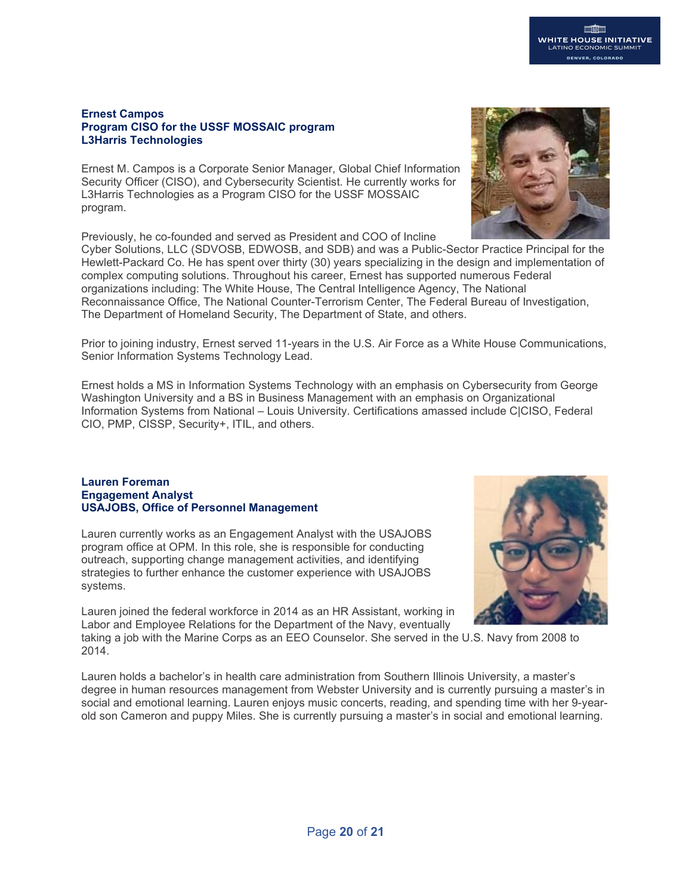**Ernest Campos**
**Program CISO for the USSF MOSSAIC program**
**L3Harris Technologies**

Ernest M. Campos is a Corporate Senior Manager, Global Chief Information Security Officer (CISO), and Cybersecurity Scientist. He currently works for L3Harris Technologies as a Program CISO for the USSF MOSSAIC program.

Previously, he co-founded and served as President and COO of Incline Cyber Solutions, LLC (SDVOSB, EDWOSB, and SDB) and was a Public-Sector Practice Principal for the Hewlett-Packard Co. He has spent over thirty (30) years specializing in the design and implementation of complex computing solutions. Throughout his career, Ernest has supported numerous Federal organizations including: The White House, The Central Intelligence Agency, The National Reconnaissance Office, The National Counter-Terrorism Center, The Federal Bureau of Investigation, The Department of Homeland Security, The Department of State, and others.

Prior to joining industry, Ernest served 11-years in the U.S. Air Force as a White House Communications, Senior Information Systems Technology Lead.

Ernest holds a MS in Information Systems Technology with an emphasis on Cybersecurity from George Washington University and a BS in Business Management with an emphasis on Organizational Information Systems from National – Louis University. Certifications amassed include C|CISO, Federal CIO, PMP, CISSP, Security+, ITIL, and others.

**Lauren Foreman**
**Engagement Analyst**
**USAJOBS, Office of Personnel Management**

Lauren currently works as an Engagement Analyst with the USAJOBS program office at OPM. In this role, she is responsible for conducting outreach, supporting change management activities, and identifying strategies to further enhance the customer experience with USAJOBS systems.

Lauren joined the federal workforce in 2014 as an HR Assistant, working in Labor and Employee Relations for the Department of the Navy, eventually taking a job with the Marine Corps as an EEO Counselor. She served in the U.S. Navy from 2008 to 2014.

Lauren holds a bachelor's in health care administration from Southern Illinois University, a master's degree in human resources management from Webster University and is currently pursuing a master's in social and emotional learning. Lauren enjoys music concerts, reading, and spending time with her 9-year-old son Cameron and puppy Miles. She is currently pursuing a master's in social and emotional learning.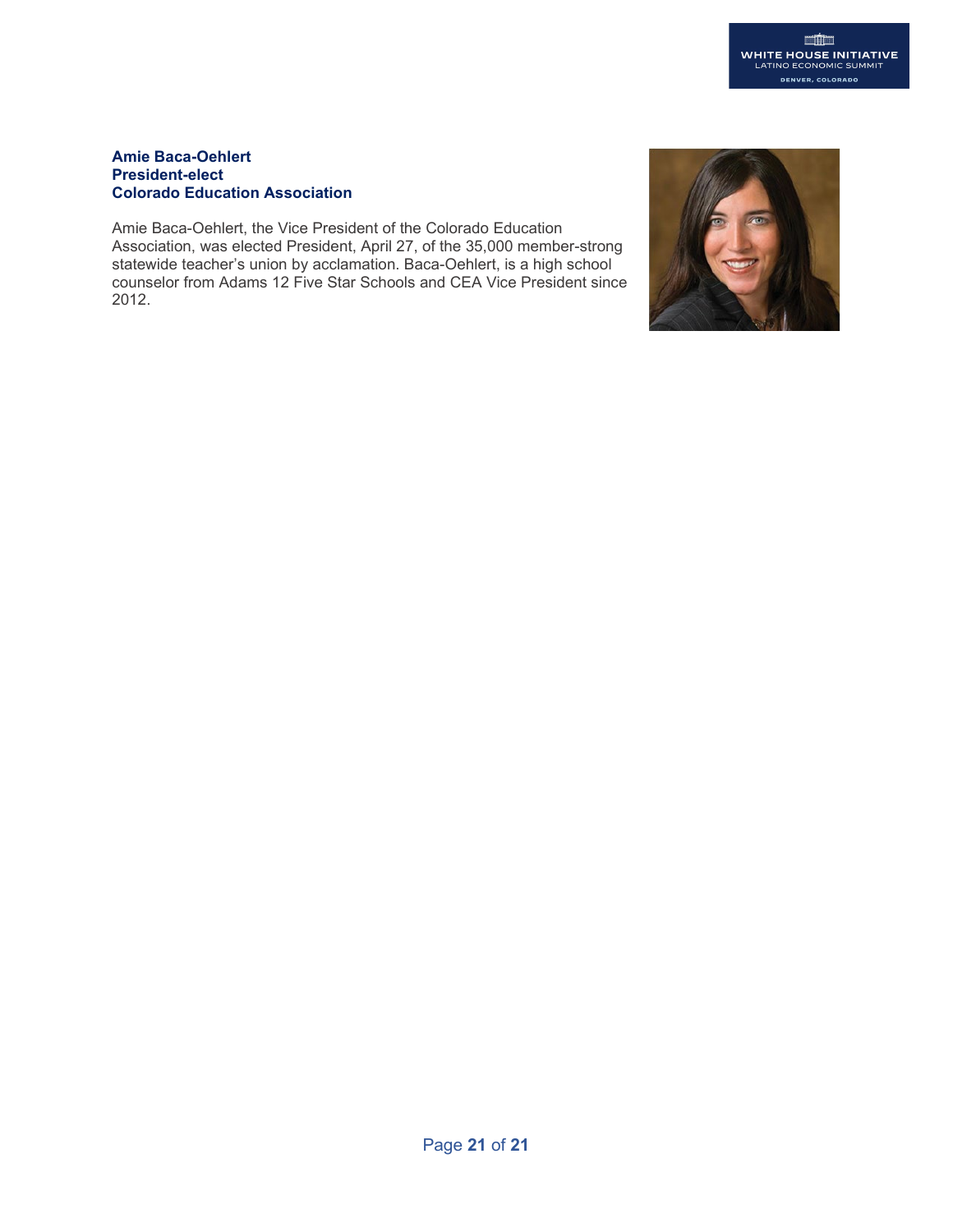**Amie Baca-Oehlert**
**President-elect**
**Colorado Education Association**

Amie Baca-Oehlert, the Vice President of the Colorado Education Association, was elected President, April 27, of the 35,000 member-strong statewide teacher's union by acclamation. Baca-Oehlert, is a high school counselor from Adams 12 Five Star Schools and CEA Vice President since 2012.